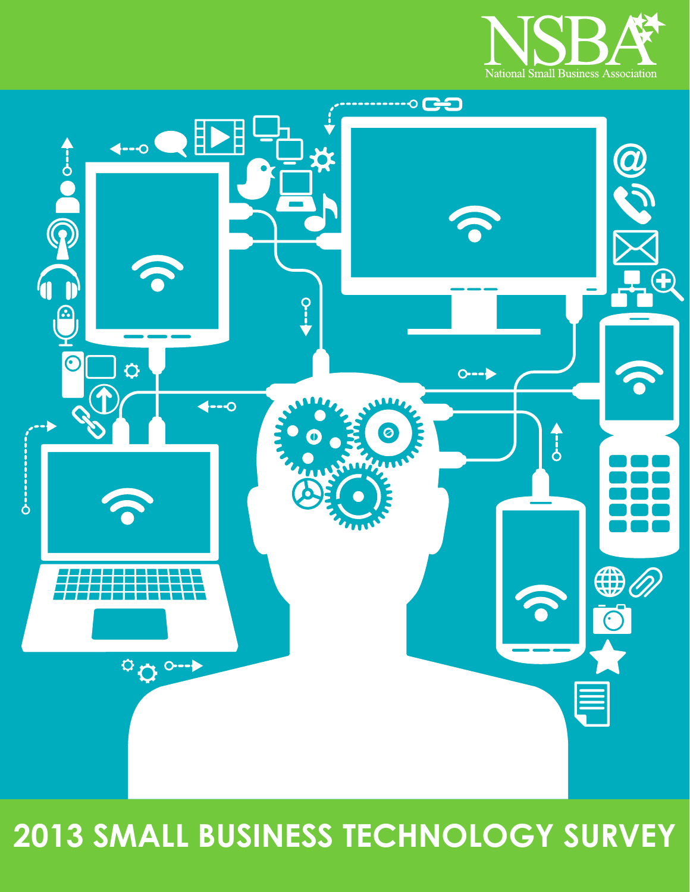NSBA

National Small Business Association

# 2013 SMALL BUSINESS TECHNOLOGY SURVEY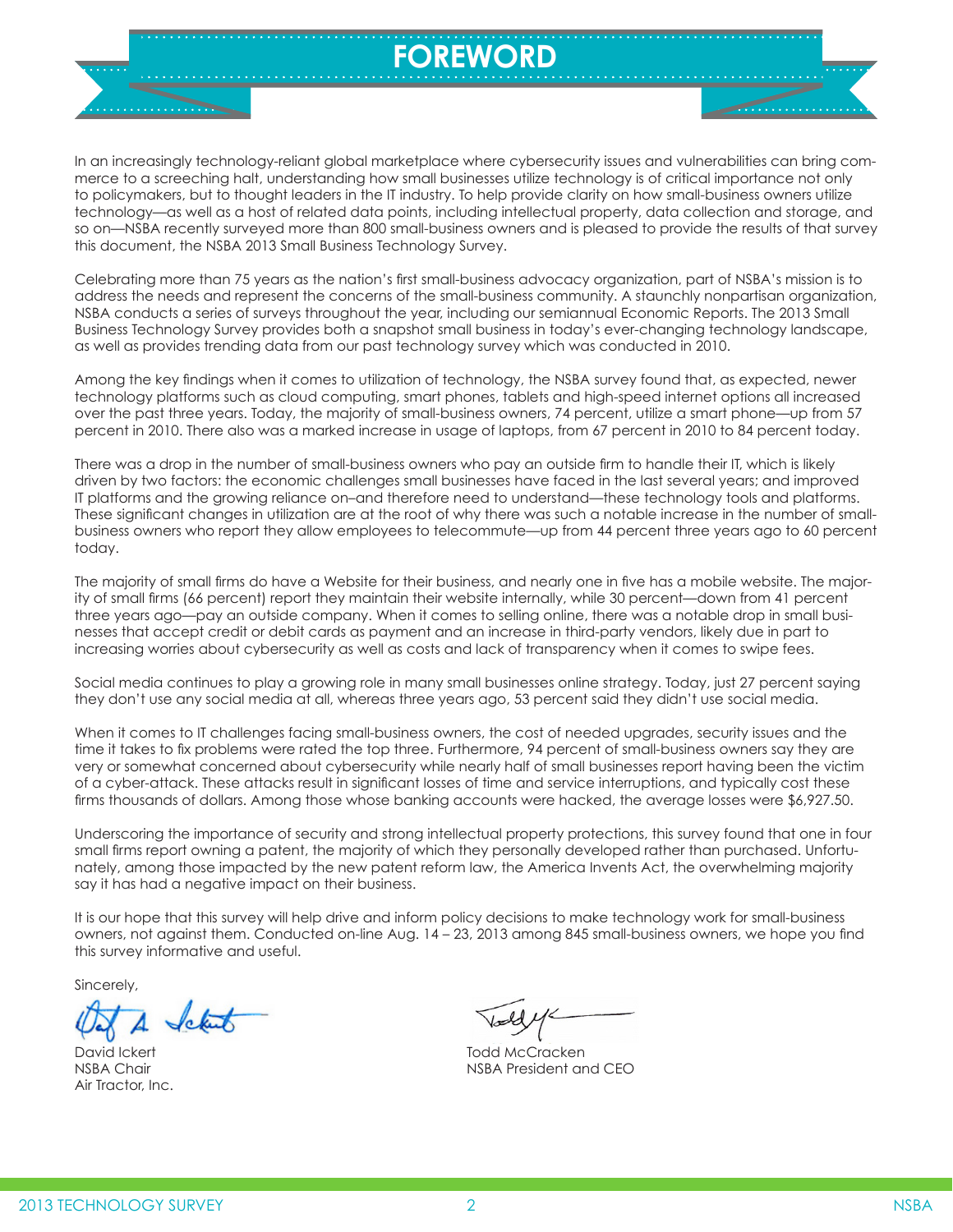# FOREWORD

In an increasingly technology-reliant global marketplace where cybersecurity issues and vulnerabilities can bring commerce to a screeching halt, understanding how small businesses utilize technology is of critical importance not only to policymakers, but to thought leaders in the IT industry. To help provide clarity on how small-business owners utilize technology—as well as a host of related data points, including intellectual property, data collection and storage, and so on—NSBA recently surveyed more than 800 small-business owners and is pleased to provide the results of that survey this document, the NSBA 2013 Small Business Technology Survey.

Celebrating more than 75 years as the nation's first small-business advocacy organization, part of NSBA's mission is to address the needs and represent the concerns of the small-business community. A staunchly nonpartisan organization, NSBA conducts a series of surveys throughout the year, including our semiannual Economic Reports. The 2013 Small Business Technology Survey provides both a snapshot small business in today's ever-changing technology landscape, as well as provides trending data from our past technology survey which was conducted in 2010.

Among the key findings when it comes to utilization of technology, the NSBA survey found that, as expected, newer technology platforms such as cloud computing, smart phones, tablets and high-speed internet options all increased over the past three years. Today, the majority of small-business owners, 74 percent, utilize a smart phone—up from 57 percent in 2010. There also was a marked increase in usage of laptops, from 67 percent in 2010 to 84 percent today.

There was a drop in the number of small-business owners who pay an outside firm to handle their IT, which is likely driven by two factors: the economic challenges small businesses have faced in the last several years; and improved IT platforms and the growing reliance on–and therefore need to understand—these technology tools and platforms. These significant changes in utilization are at the root of why there was such a notable increase in the number of small-business owners who report they allow employees to telecommute—up from 44 percent three years ago to 60 percent today.

The majority of small firms do have a Website for their business, and nearly one in five has a mobile website. The majority of small firms (66 percent) report they maintain their website internally, while 30 percent—down from 41 percent three years ago—pay an outside company. When it comes to selling online, there was a notable drop in small businesses that accept credit or debit cards as payment and an increase in third-party vendors, likely due in part to increasing worries about cybersecurity as well as costs and lack of transparency when it comes to swipe fees.

Social media continues to play a growing role in many small businesses online strategy. Today, just 27 percent saying they don't use any social media at all, whereas three years ago, 53 percent said they didn't use social media.

When it comes to IT challenges facing small-business owners, the cost of needed upgrades, security issues and the time it takes to fix problems were rated the top three. Furthermore, 94 percent of small-business owners say they are very or somewhat concerned about cybersecurity while nearly half of small businesses report having been the victim of a cyber-attack. These attacks result in significant losses of time and service interruptions, and typically cost these firms thousands of dollars. Among those whose banking accounts were hacked, the average losses were $6,927.50.

Underscoring the importance of security and strong intellectual property protections, this survey found that one in four small firms report owning a patent, the majority of which they personally developed rather than purchased. Unfortunately, among those impacted by the new patent reform law, the America Invents Act, the overwhelming majority say it has had a negative impact on their business.

It is our hope that this survey will help drive and inform policy decisions to make technology work for small-business owners, not against them. Conducted on-line Aug. 14 – 23, 2013 among 845 small-business owners, we hope you find this survey informative and useful.

Sincerely,

David Ickert
NSBA Chair
Air Tractor, Inc.

Todd McCracken
NSBA President and CEO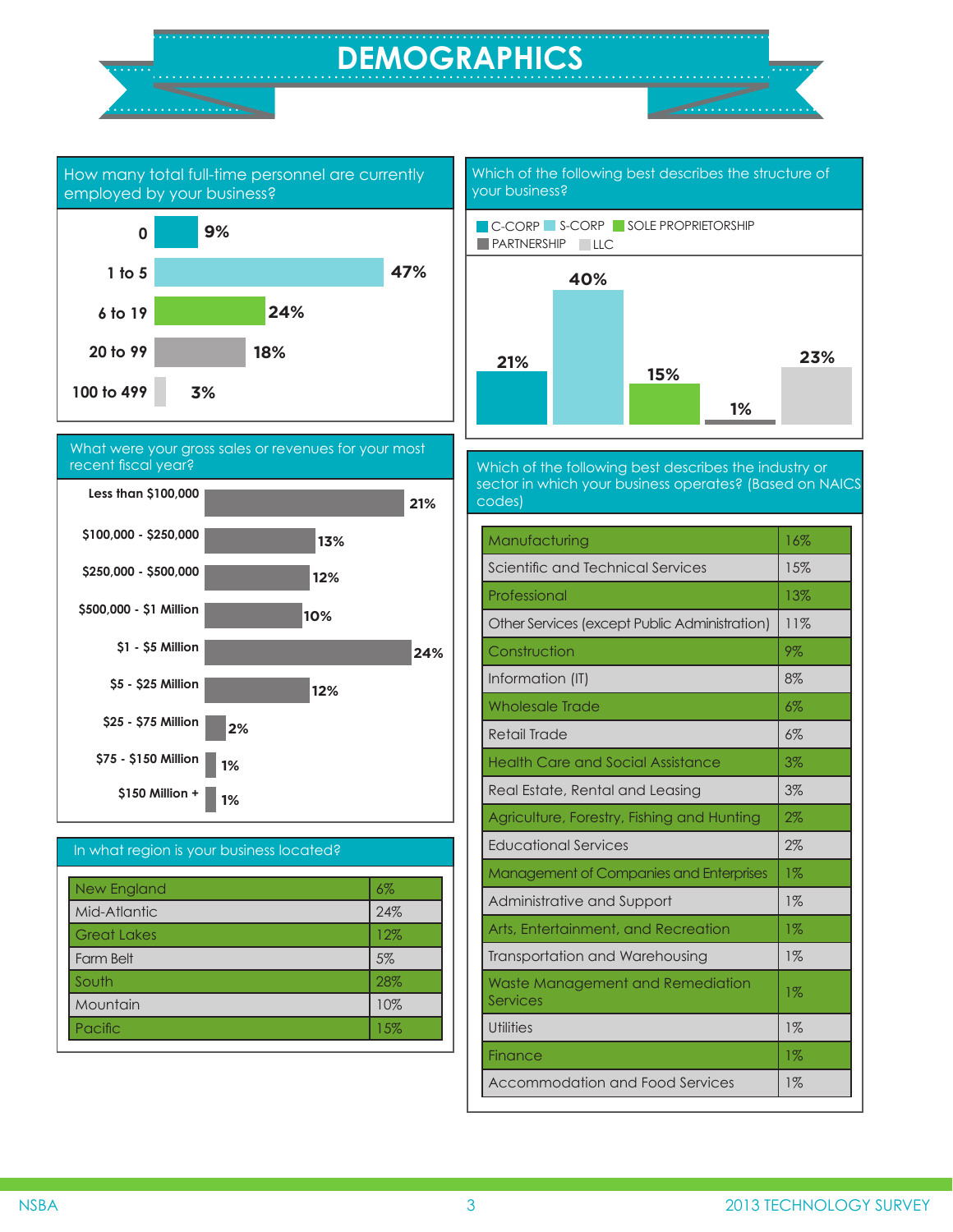# DEMOGRAPHICS

## How many total full-time personnel are currently employed by your business?

| Personnel | % |
|---|---|
| 0 | 9% |
| 1 to 5 | 47% |
| 6 to 19 | 24% |
| 20 to 99 | 18% |
| 100 to 499 | 3% |

## What were your gross sales or revenues for your most recent fiscal year?

| Gross sales/revenues | % |
|---|---|
| Less than $100,000 | 21% |
| $100,000 - $250,000 | 13% |
| $250,000 - $500,000 | 12% |
| $500,000 - $1 Million | 10% |
| $1 - $5 Million | 24% |
| $5 - $25 Million | 12% |
| $25 - $75 Million | 2% |
| $75 - $150 Million | 1% |
| $150 Million + | 1% |

## In what region is your business located?

| Region | % |
|---|---|
| New England | 6% |
| Mid-Atlantic | 24% |
| Great Lakes | 12% |
| Farm Belt | 5% |
| South | 28% |
| Mountain | 10% |
| Pacific | 15% |

## Which of the following best describes the structure of your business?

| Structure | % |
|---|---|
| C-CORP | 21% |
| S-CORP | 40% |
| SOLE PROPRIETORSHIP | 15% |
| PARTNERSHIP | 1% |
| LLC | 23% |

## Which of the following best describes the industry or sector in which your business operates? (Based on NAICS codes)

| Industry | % |
|---|---|
| Manufacturing | 16% |
| Scientific and Technical Services | 15% |
| Professional | 13% |
| Other Services (except Public Administration) | 11% |
| Construction | 9% |
| Information (IT) | 8% |
| Wholesale Trade | 6% |
| Retail Trade | 6% |
| Health Care and Social Assistance | 3% |
| Real Estate, Rental and Leasing | 3% |
| Agriculture, Forestry, Fishing and Hunting | 2% |
| Educational Services | 2% |
| Management of Companies and Enterprises | 1% |
| Administrative and Support | 1% |
| Arts, Entertainment, and Recreation | 1% |
| Transportation and Warehousing | 1% |
| Waste Management and Remediation Services | 1% |
| Utilities | 1% |
| Finance | 1% |
| Accommodation and Food Services | 1% |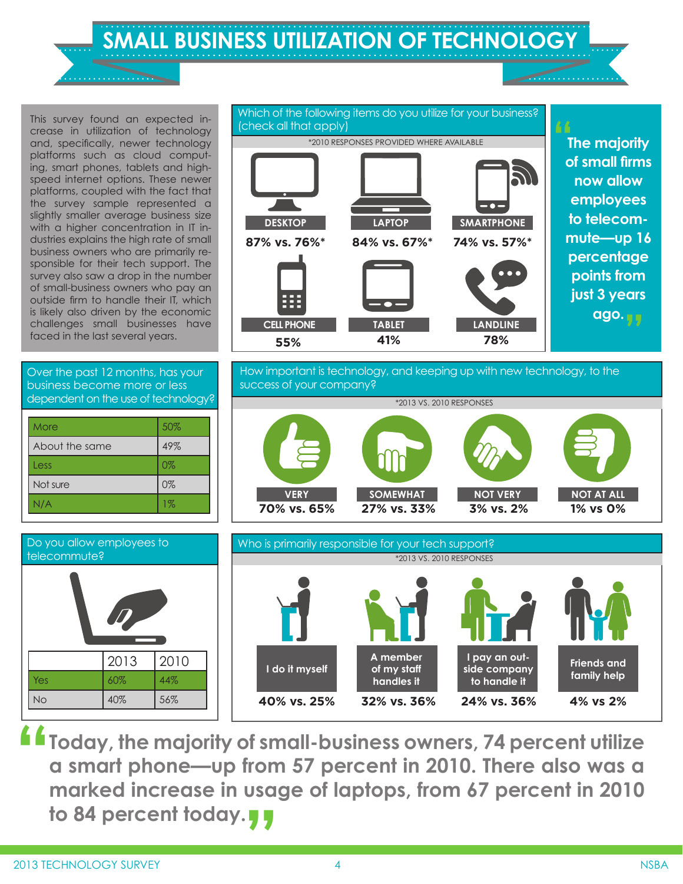# SMALL BUSINESS UTILIZATION OF TECHNOLOGY

This survey found an expected increase in utilization of technology and, specifically, newer technology platforms such as cloud computing, smart phones, tablets and high-speed internet options. These newer platforms, coupled with the fact that the survey sample represented a slightly smaller average business size with a higher concentration in IT industries explains the high rate of small business owners who are primarily responsible for their tech support. The survey also saw a drop in the number of small-business owners who pay an outside firm to handle their IT, which is likely also driven by the economic challenges small businesses have faced in the last several years.

## Which of the following items do you utilize for your business? (check all that apply)

*2010 RESPONSES PROVIDED WHERE AVAILABLE

| Item | Response |
|---|---|
| DESKTOP | 87% vs. 76%* |
| LAPTOP | 84% vs. 67%* |
| SMARTPHONE | 74% vs. 57%* |
| CELL PHONE | 55% |
| TABLET | 41% |
| LANDLINE | 78% |

> "The majority of small firms now allow employees to telecommute—up 16 percentage points from just 3 years ago."

## Over the past 12 months, has your business become more or less dependent on the use of technology?

| Response | % |
|---|---|
| More | 50% |
| About the same | 49% |
| Less | 0% |
| Not sure | 0% |
| N/A | 1% |

## How important is technology, and keeping up with new technology, to the success of your company?

*2013 VS. 2010 RESPONSES

| VERY | SOMEWHAT | NOT VERY | NOT AT ALL |
|---|---|---|---|
| 70% vs. 65% | 27% vs. 33% | 3% vs. 2% | 1% vs 0% |

## Do you allow employees to telecommute?

| | 2013 | 2010 |
|---|---|---|
| Yes | 60% | 44% |
| No | 40% | 56% |

## Who is primarily responsible for your tech support?

*2013 VS. 2010 RESPONSES

| I do it myself | A member of my staff handles it | I pay an outside company to handle it | Friends and family help |
|---|---|---|---|
| 40% vs. 25% | 32% vs. 36% | 24% vs. 36% | 4% vs 2% |

> "Today, the majority of small-business owners, 74 percent utilize a smart phone—up from 57 percent in 2010. There also was a marked increase in usage of laptops, from 67 percent in 2010 to 84 percent today."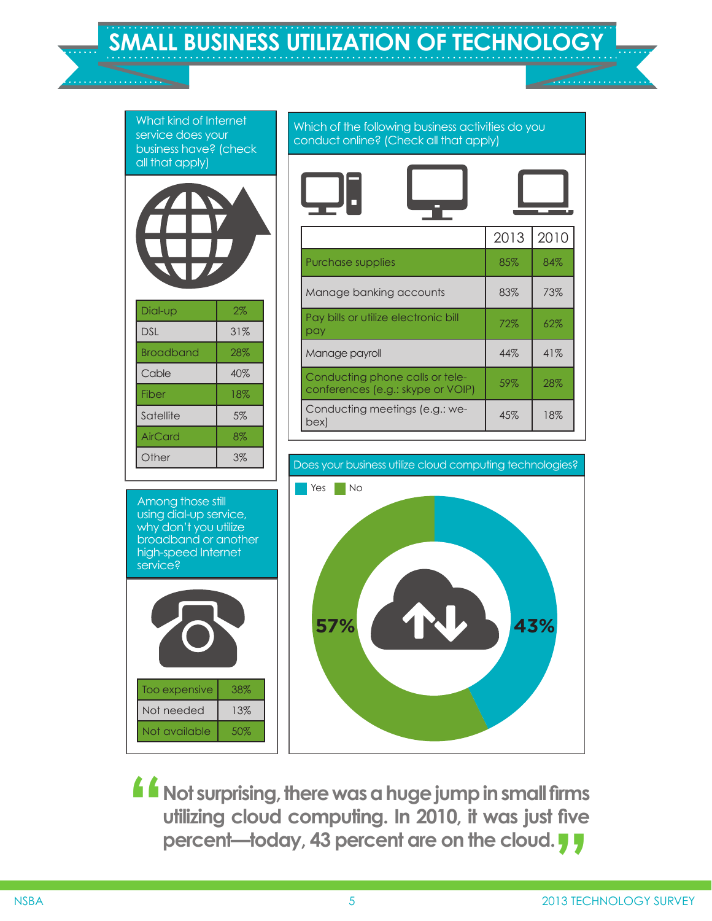# SMALL BUSINESS UTILIZATION OF TECHNOLOGY

What kind of Internet service does your business have? (check all that apply)

| | |
|---|---|
| Dial-up | 2% |
| DSL | 31% |
| Broadband | 28% |
| Cable | 40% |
| Fiber | 18% |
| Satellite | 5% |
| AirCard | 8% |
| Other | 3% |

Which of the following business activities do you conduct online? (Check all that apply)

| | 2013 | 2010 |
|---|---|---|
| Purchase supplies | 85% | 84% |
| Manage banking accounts | 83% | 73% |
| Pay bills or utilize electronic bill pay | 72% | 62% |
| Manage payroll | 44% | 41% |
| Conducting phone calls or tele-conferences (e.g.: skype or VOIP) | 59% | 28% |
| Conducting meetings (e.g.: we-bex) | 45% | 18% |

Among those still using dial-up service, why don't you utilize broadband or another high-speed Internet service?

| | |
|---|---|
| Too expensive | 38% |
| Not needed | 13% |
| Not available | 50% |

Does your business utilize cloud computing technologies?

| | |
|---|---|
| Yes | 43% |
| No | 57% |

> "Not surprising, there was a huge jump in small firms utilizing cloud computing. In 2010, it was just five percent—today, 43 percent are on the cloud."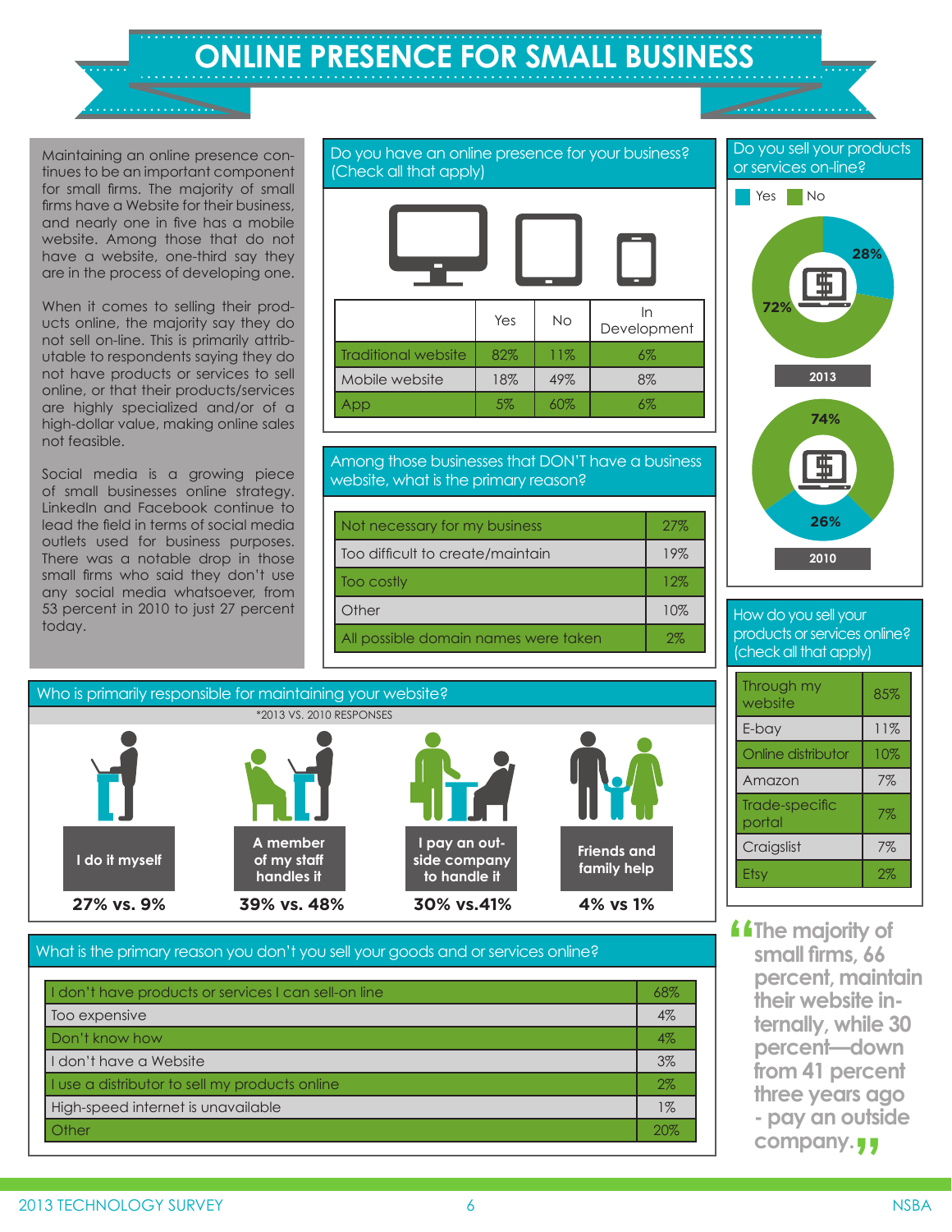# ONLINE PRESENCE FOR SMALL BUSINESS

Maintaining an online presence continues to be an important component for small firms. The majority of small firms have a Website for their business, and nearly one in five has a mobile website. Among those that do not have a website, one-third say they are in the process of developing one.

When it comes to selling their products online, the majority say they do not sell on-line. This is primarily attributable to respondents saying they do not have products or services to sell online, or that their products/services are highly specialized and/or of a high-dollar value, making online sales not feasible.

Social media is a growing piece of small businesses online strategy. LinkedIn and Facebook continue to lead the field in terms of social media outlets used for business purposes. There was a notable drop in those small firms who said they don't use any social media whatsoever, from 53 percent in 2010 to just 27 percent today.

## Do you have an online presence for your business? (Check all that apply)

| | Yes | No | In Development |
|---|---|---|---|
| Traditional website | 82% | 11% | 6% |
| Mobile website | 18% | 49% | 8% |
| App | 5% | 60% | 6% |

## Among those businesses that DON'T have a business website, what is the primary reason?

| | |
|---|---|
| Not necessary for my business | 27% |
| Too difficult to create/maintain | 19% |
| Too costly | 12% |
| Other | 10% |
| All possible domain names were taken | 2% |

## Do you sell your products or services on-line?

| Year | Yes | No |
|---|---|---|
| 2013 | 28% | 72% |
| 2010 | 26% | 74% |

## How do you sell your products or services online? (check all that apply)

| | |
|---|---|
| Through my website | 85% |
| E-bay | 11% |
| Online distributor | 10% |
| Amazon | 7% |
| Trade-specific portal | 7% |
| Craigslist | 7% |
| Etsy | 2% |

## Who is primarily responsible for maintaining your website?

*2013 VS. 2010 RESPONSES

| | 2013 vs. 2010 |
|---|---|
| I do it myself | 27% vs. 9% |
| A member of my staff handles it | 39% vs. 48% |
| I pay an outside company to handle it | 30% vs. 41% |
| Friends and family help | 4% vs 1% |

## What is the primary reason you don't you sell your goods and or services online?

| | |
|---|---|
| I don't have products or services I can sell-on line | 68% |
| Too expensive | 4% |
| Don't know how | 4% |
| I don't have a Website | 3% |
| I use a distributor to sell my products online | 2% |
| High-speed internet is unavailable | 1% |
| Other | 20% |

"The majority of small firms, 66 percent, maintain their website internally, while 30 percent—down from 41 percent three years ago - pay an outside company."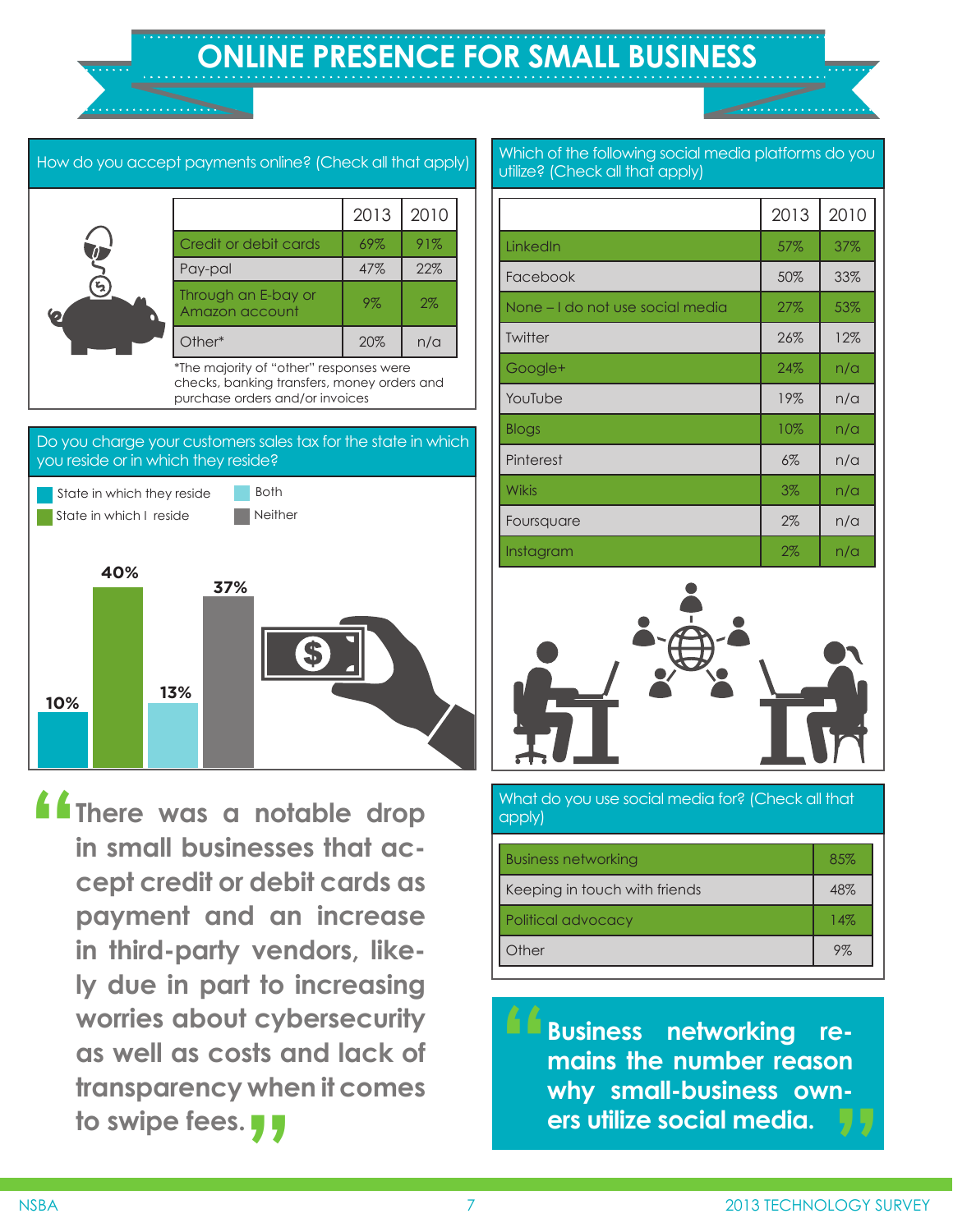# ONLINE PRESENCE FOR SMALL BUSINESS

## How do you accept payments online? (Check all that apply)

| | 2013 | 2010 |
|---|---|---|
| Credit or debit cards | 69% | 91% |
| Pay-pal | 47% | 22% |
| Through an E-bay or Amazon account | 9% | 2% |
| Other* | 20% | n/a |

*The majority of "other" responses were checks, banking transfers, money orders and purchase orders and/or invoices

## Do you charge your customers sales tax for the state in which you reside or in which they reside?

| Response | Percent |
|---|---|
| State in which they reside | 10% |
| State in which I reside | 40% |
| Both | 13% |
| Neither | 37% |

"There was a notable drop in small businesses that accept credit or debit cards as payment and an increase in third-party vendors, likely due in part to increasing worries about cybersecurity as well as costs and lack of transparency when it comes to swipe fees."

## Which of the following social media platforms do you utilize? (Check all that apply)

| | 2013 | 2010 |
|---|---|---|
| LinkedIn | 57% | 37% |
| Facebook | 50% | 33% |
| None – I do not use social media | 27% | 53% |
| Twitter | 26% | 12% |
| Google+ | 24% | n/a |
| YouTube | 19% | n/a |
| Blogs | 10% | n/a |
| Pinterest | 6% | n/a |
| Wikis | 3% | n/a |
| Foursquare | 2% | n/a |
| Instagram | 2% | n/a |

## What do you use social media for? (Check all that apply)

| | |
|---|---|
| Business networking | 85% |
| Keeping in touch with friends | 48% |
| Political advocacy | 14% |
| Other | 9% |

"Business networking remains the number reason why small-business owners utilize social media."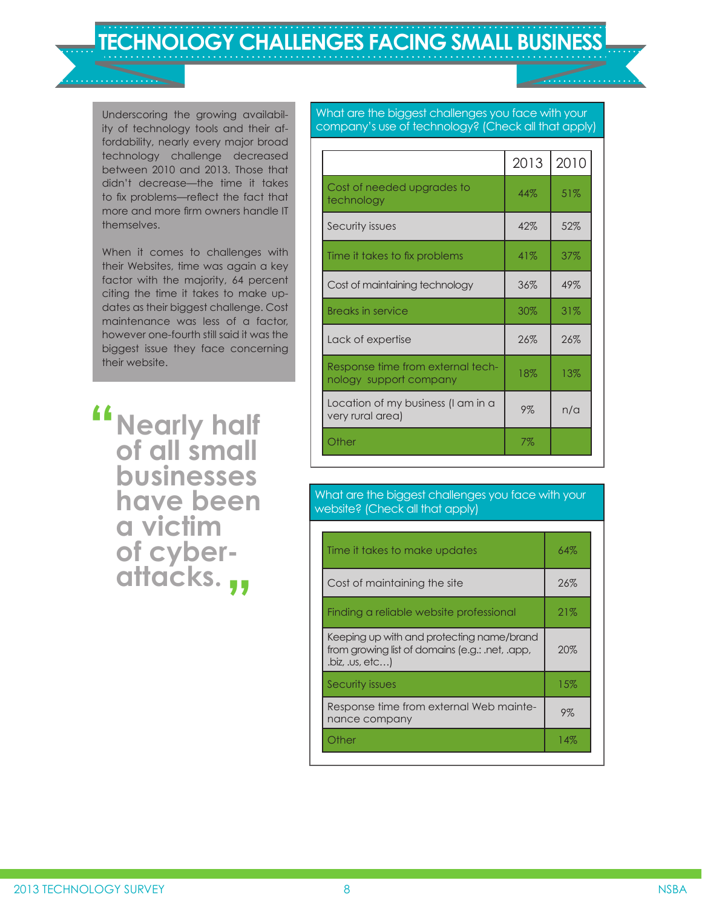# TECHNOLOGY CHALLENGES FACING SMALL BUSINESS

Underscoring the growing availability of technology tools and their affordability, nearly every major broad technology challenge decreased between 2010 and 2013. Those that didn't decrease—the time it takes to fix problems—reflect the fact that more and more firm owners handle IT themselves.

When it comes to challenges with their Websites, time was again a key factor with the majority, 64 percent citing the time it takes to make updates as their biggest challenge. Cost maintenance was less of a factor, however one-fourth still said it was the biggest issue they face concerning their website.

> **"Nearly half of all small businesses have been a victim of cyber-attacks."**

**What are the biggest challenges you face with your company's use of technology? (Check all that apply)**

| | 2013 | 2010 |
|---|---|---|
| Cost of needed upgrades to technology | 44% | 51% |
| Security issues | 42% | 52% |
| Time it takes to fix problems | 41% | 37% |
| Cost of maintaining technology | 36% | 49% |
| Breaks in service | 30% | 31% |
| Lack of expertise | 26% | 26% |
| Response time from external technology support company | 18% | 13% |
| Location of my business (I am in a very rural area) | 9% | n/a |
| Other | 7% | |

**What are the biggest challenges you face with your website? (Check all that apply)**

| Challenge | % |
|---|---|
| Time it takes to make updates | 64% |
| Cost of maintaining the site | 26% |
| Finding a reliable website professional | 21% |
| Keeping up with and protecting name/brand from growing list of domains (e.g.: .net, .app, .biz, .us, etc…) | 20% |
| Security issues | 15% |
| Response time from external Web maintenance company | 9% |
| Other | 14% |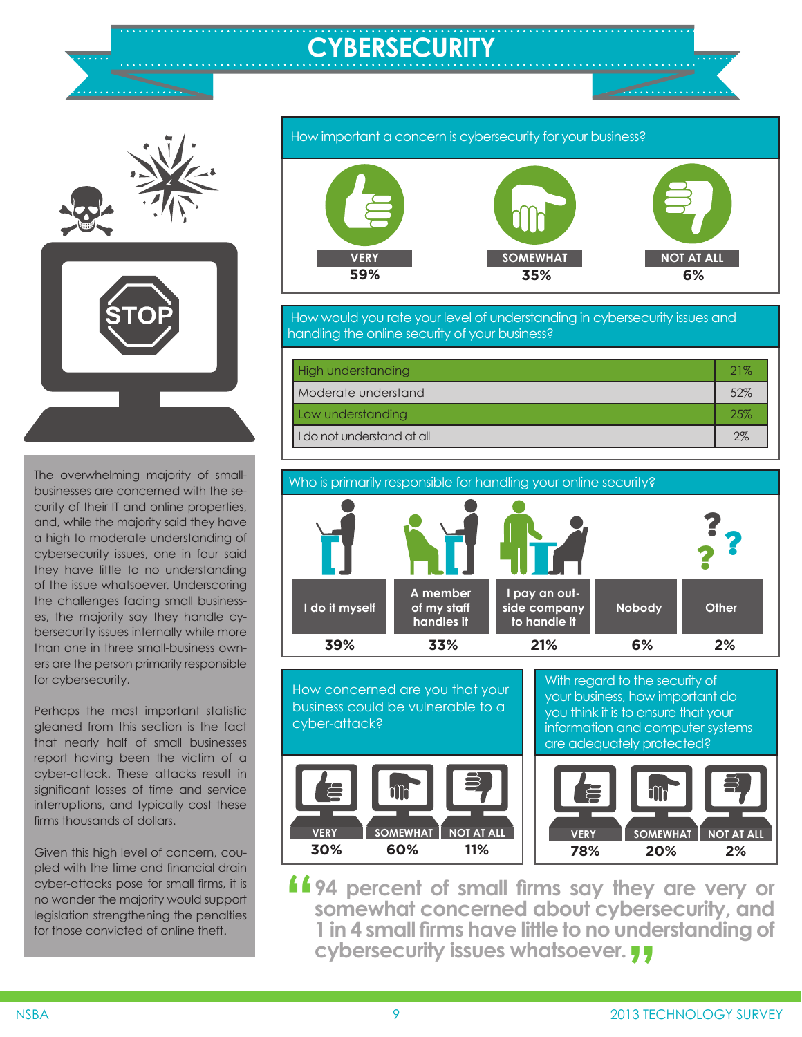# CYBERSECURITY

The overwhelming majority of small-businesses are concerned with the security of their IT and online properties, and, while the majority said they have a high to moderate understanding of cybersecurity issues, one in four said they have little to no understanding of the issue whatsoever. Underscoring the challenges facing small businesses, the majority say they handle cybersecurity issues internally while more than one in three small-business owners are the person primarily responsible for cybersecurity.

Perhaps the most important statistic gleaned from this section is the fact that nearly half of small businesses report having been the victim of a cyber-attack. These attacks result in significant losses of time and service interruptions, and typically cost these firms thousands of dollars.

Given this high level of concern, coupled with the time and financial drain cyber-attacks pose for small firms, it is no wonder the majority would support legislation strengthening the penalties for those convicted of online theft.

## How important a concern is cybersecurity for your business?

| VERY | SOMEWHAT | NOT AT ALL |
|---|---|---|
| 59% | 35% | 6% |

## How would you rate your level of understanding in cybersecurity issues and handling the online security of your business?

| Level | % |
|---|---|
| High understanding | 21% |
| Moderate understand | 52% |
| Low understanding | 25% |
| I do not understand at all | 2% |

## Who is primarily responsible for handling your online security?

| I do it myself | A member of my staff handles it | I pay an outside company to handle it | Nobody | Other |
|---|---|---|---|---|
| 39% | 33% | 21% | 6% | 2% |

## How concerned are you that your business could be vulnerable to a cyber-attack?

| VERY | SOMEWHAT | NOT AT ALL |
|---|---|---|
| 30% | 60% | 11% |

## With regard to the security of your business, how important do you think it is to ensure that your information and computer systems are adequately protected?

| VERY | SOMEWHAT | NOT AT ALL |
|---|---|---|
| 78% | 20% | 2% |

> **"94 percent of small firms say they are very or somewhat concerned about cybersecurity, and 1 in 4 small firms have little to no understanding of cybersecurity issues whatsoever."**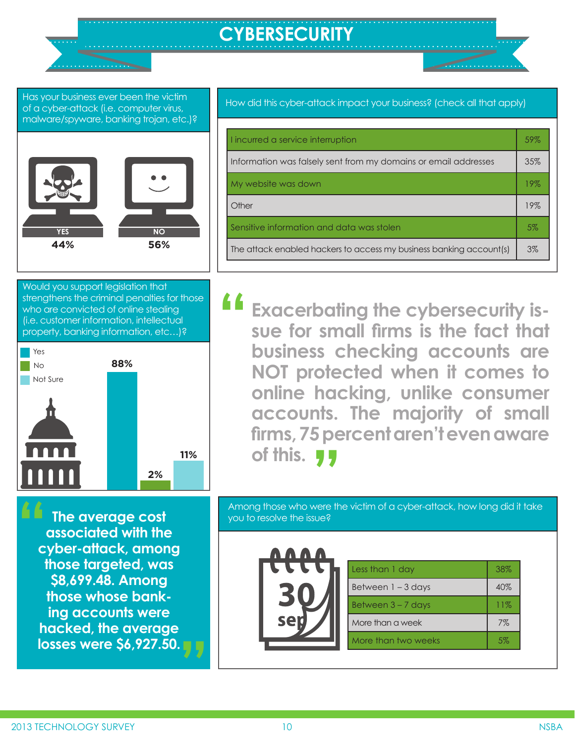# CYBERSECURITY

**Has your business ever been the victim of a cyber-attack (i.e. computer virus, malware/spyware, banking trojan, etc.)?**

| YES | NO |
|---|---|
| 44% | 56% |

**How did this cyber-attack impact your business? (check all that apply)**

| Impact | % |
|---|---|
| I incurred a service interruption | 59% |
| Information was falsely sent from my domains or email addresses | 35% |
| My website was down | 19% |
| Other | 19% |
| Sensitive information and data was stolen | 5% |
| The attack enabled hackers to access my business banking account(s) | 3% |

**Would you support legislation that strengthens the criminal penalties for those who are convicted of online stealing (i.e. customer information, intellectual property, banking information, etc…)?**

| Response | % |
|---|---|
| Yes | 88% |
| No | 2% |
| Not Sure | 11% |

> "Exacerbating the cybersecurity issue for small firms is the fact that business checking accounts are NOT protected when it comes to online hacking, unlike consumer accounts. The majority of small firms, 75 percent aren't even aware of this."

> "The average cost associated with the cyber-attack, among those targeted, was $8,699.48. Among those whose banking accounts were hacked, the average losses were $6,927.50."

**Among those who were the victim of a cyber-attack, how long did it take you to resolve the issue?**

| Time to resolve | % |
|---|---|
| Less than 1 day | 38% |
| Between 1 – 3 days | 40% |
| Between 3 – 7 days | 11% |
| More than a week | 7% |
| More than two weeks | 5% |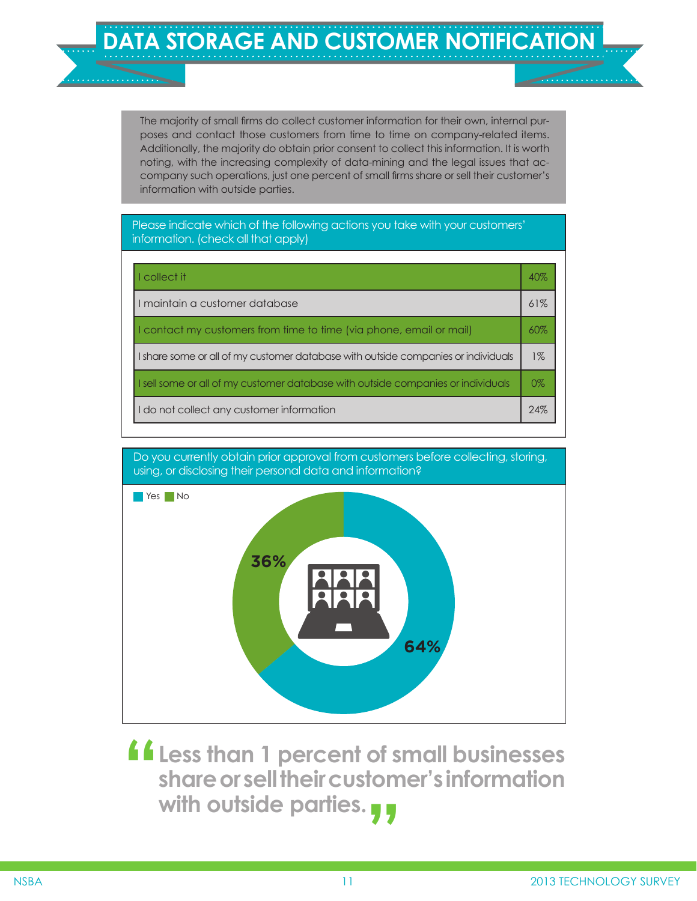# DATA STORAGE AND CUSTOMER NOTIFICATION

The majority of small firms do collect customer information for their own, internal purposes and contact those customers from time to time on company-related items. Additionally, the majority do obtain prior consent to collect this information. It is worth noting, with the increasing complexity of data-mining and the legal issues that accompany such operations, just one percent of small firms share or sell their customer's information with outside parties.

Please indicate which of the following actions you take with your customers' information. (check all that apply)

| Action | % |
|---|---|
| I collect it | 40% |
| I maintain a customer database | 61% |
| I contact my customers from time to time (via phone, email or mail) | 60% |
| I share some or all of my customer database with outside companies or individuals | 1% |
| I sell some or all of my customer database with outside companies or individuals | 0% |
| I do not collect any customer information | 24% |

Do you currently obtain prior approval from customers before collecting, storing, using, or disclosing their personal data and information?

| Response | % |
|---|---|
| Yes | 64% |
| No | 36% |

> **"Less than 1 percent of small businesses share or sell their customer's information with outside parties."**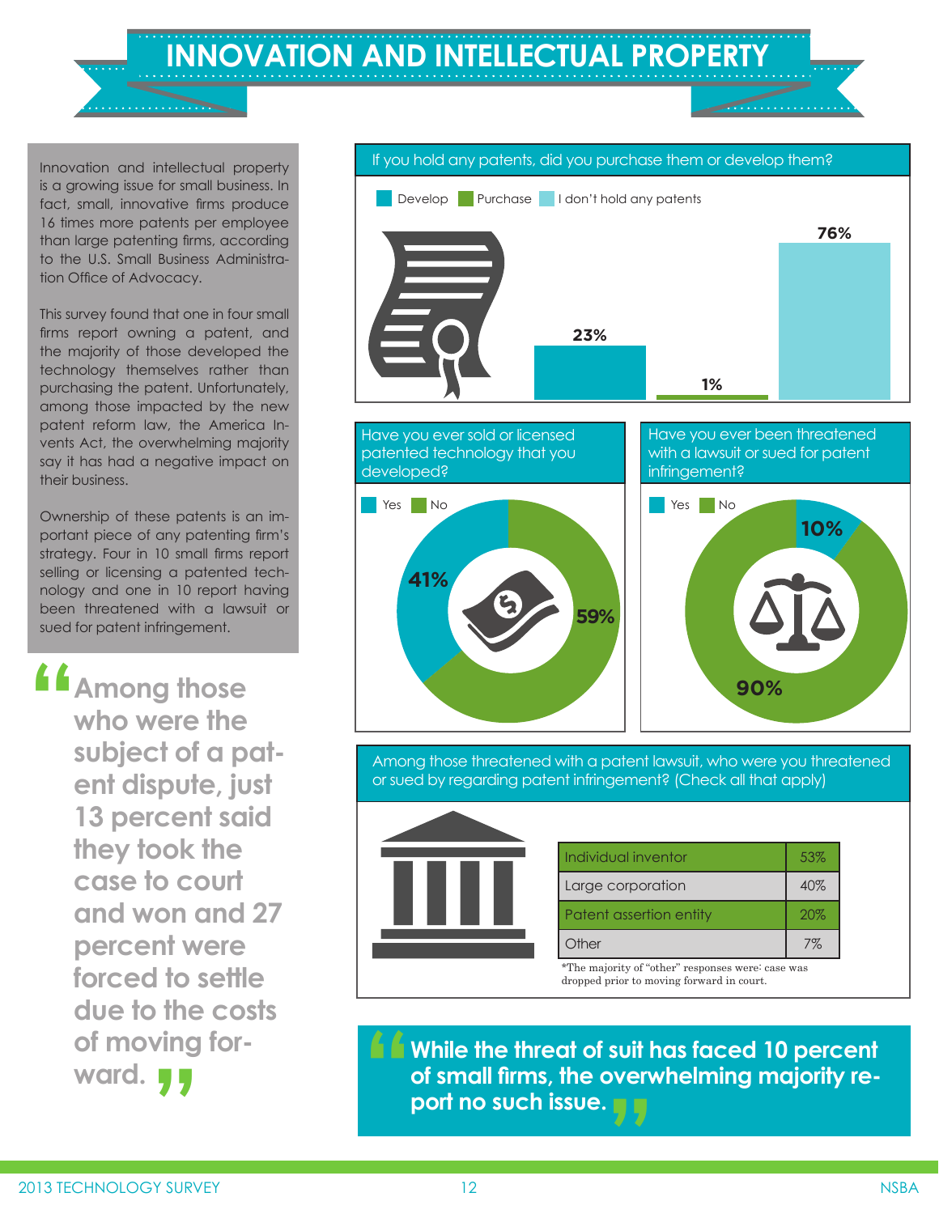# INNOVATION AND INTELLECTUAL PROPERTY

Innovation and intellectual property is a growing issue for small business. In fact, small, innovative firms produce 16 times more patents per employee than large patenting firms, according to the U.S. Small Business Administration Office of Advocacy.

This survey found that one in four small firms report owning a patent, and the majority of those developed the technology themselves rather than purchasing the patent. Unfortunately, among those impacted by the new patent reform law, the America Invents Act, the overwhelming majority say it has had a negative impact on their business.

Ownership of these patents is an important piece of any patenting firm's strategy. Four in 10 small firms report selling or licensing a patented technology and one in 10 report having been threatened with a lawsuit or sued for patent infringement.

> **"Among those who were the subject of a patent dispute, just 13 percent said they took the case to court and won and 27 percent were forced to settle due to the costs of moving forward."**

**If you hold any patents, did you purchase them or develop them?**

| Response | Percent |
|---|---|
| Develop | 23% |
| Purchase | 1% |
| I don't hold any patents | 76% |

**Have you ever sold or licensed patented technology that you developed?**

| Response | Percent |
|---|---|
| Yes | 41% |
| No | 59% |

**Have you ever been threatened with a lawsuit or sued for patent infringement?**

| Response | Percent |
|---|---|
| Yes | 10% |
| No | 90% |

**Among those threatened with a patent lawsuit, who were you threatened or sued by regarding patent infringement? (Check all that apply)**

| Response | Percent |
|---|---|
| Individual inventor | 53% |
| Large corporation | 40% |
| Patent assertion entity | 20% |
| Other | 7% |

*The majority of "other" responses were: case was dropped prior to moving forward in court.

> **"While the threat of suit has faced 10 percent of small firms, the overwhelming majority report no such issue."**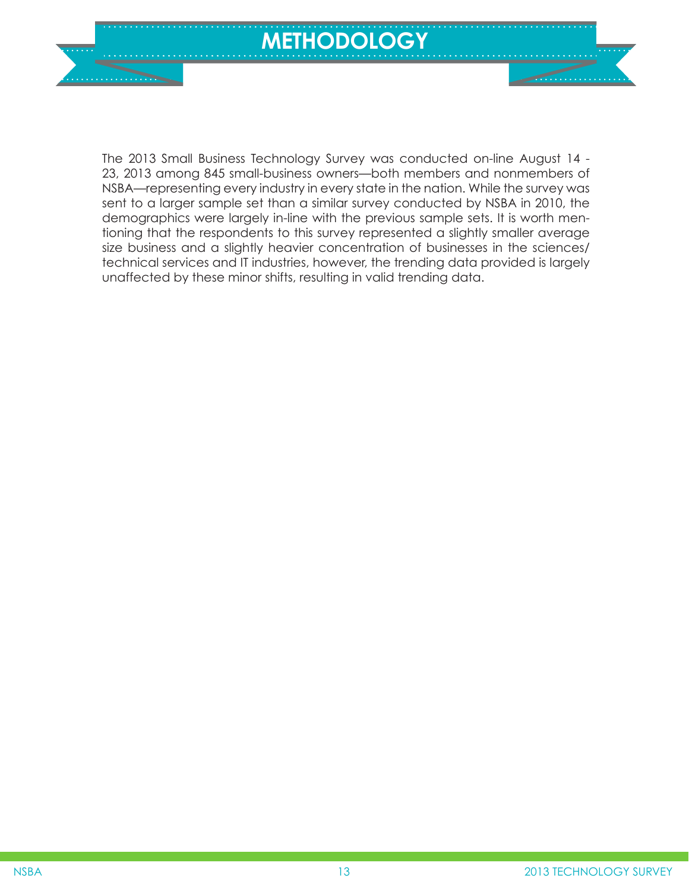# METHODOLOGY

The 2013 Small Business Technology Survey was conducted on-line August 14 - 23, 2013 among 845 small-business owners—both members and nonmembers of NSBA—representing every industry in every state in the nation. While the survey was sent to a larger sample set than a similar survey conducted by NSBA in 2010, the demographics were largely in-line with the previous sample sets. It is worth mentioning that the respondents to this survey represented a slightly smaller average size business and a slightly heavier concentration of businesses in the sciences/ technical services and IT industries, however, the trending data provided is largely unaffected by these minor shifts, resulting in valid trending data.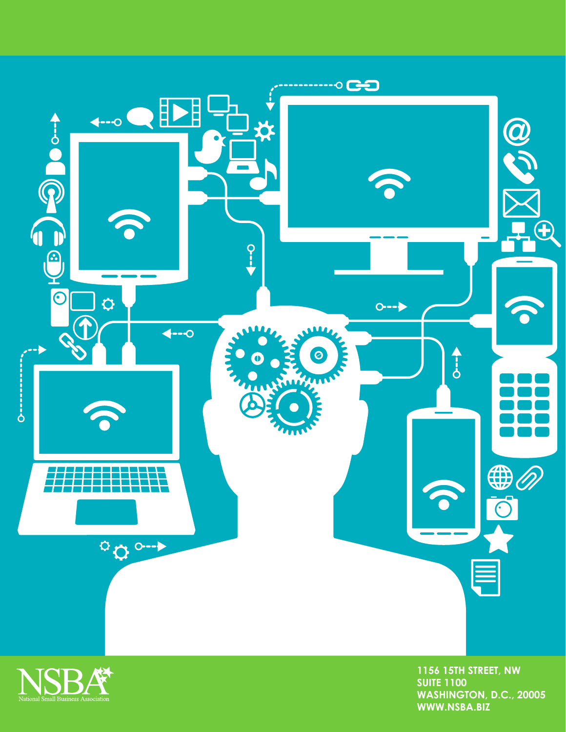NSBA
National Small Business Association

1156 15TH STREET, NW
SUITE 1100
WASHINGTON, D.C., 20005
WWW.NSBA.BIZ